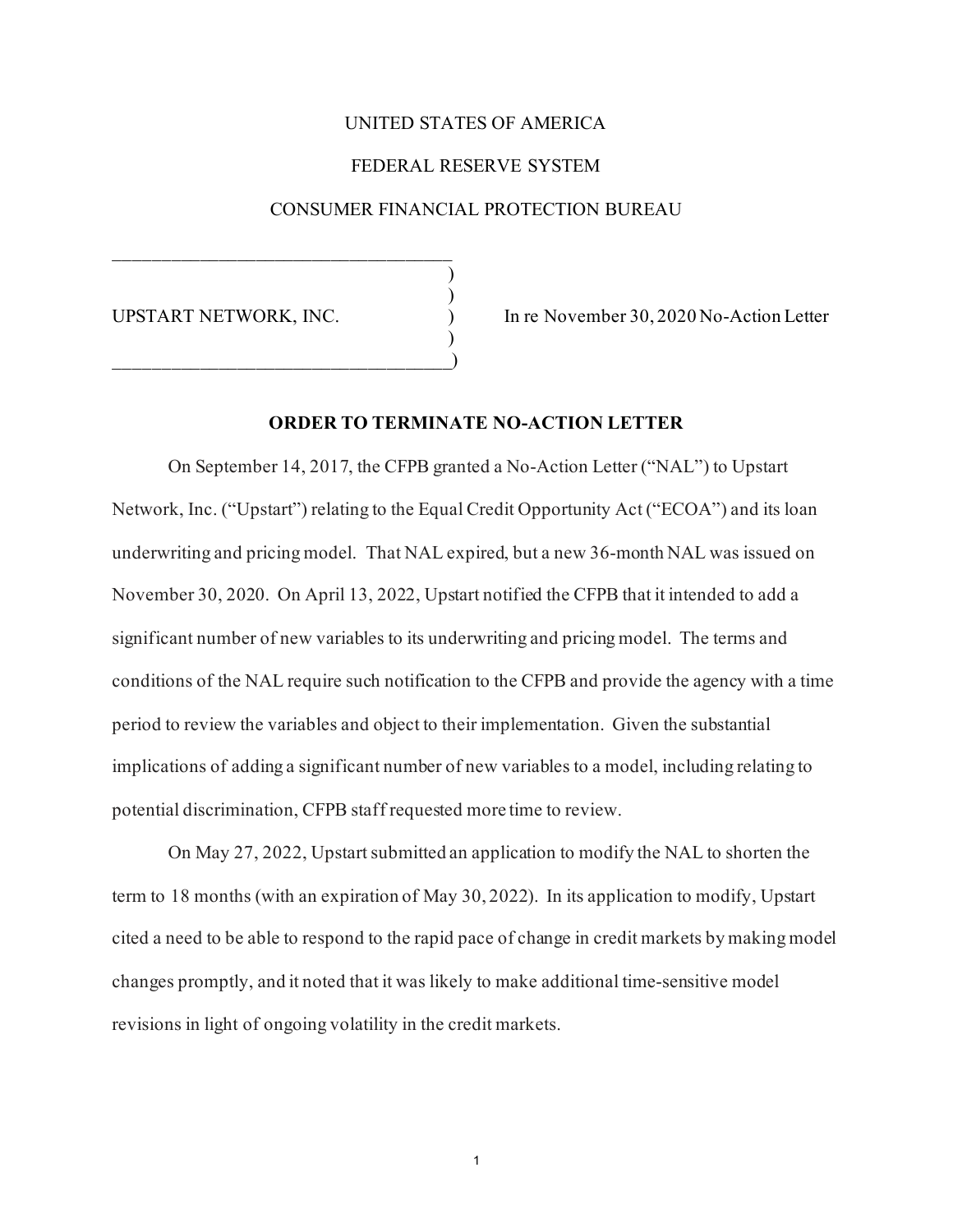UNITED STATES OF AMERICA

FEDERAL RESERVE SYSTEM

CONSUMER FINANCIAL PROTECTION BUREAU

| | |
|---|---|
| UPSTART NETWORK, INC. | In re November 30, 2020 No-Action Letter |

## ORDER TO TERMINATE NO-ACTION LETTER

On September 14, 2017, the CFPB granted a No-Action Letter ("NAL") to Upstart Network, Inc. ("Upstart") relating to the Equal Credit Opportunity Act ("ECOA") and its loan underwriting and pricing model. That NAL expired, but a new 36-month NAL was issued on November 30, 2020. On April 13, 2022, Upstart notified the CFPB that it intended to add a significant number of new variables to its underwriting and pricing model. The terms and conditions of the NAL require such notification to the CFPB and provide the agency with a time period to review the variables and object to their implementation. Given the substantial implications of adding a significant number of new variables to a model, including relating to potential discrimination, CFPB staff requested more time to review.

On May 27, 2022, Upstart submitted an application to modify the NAL to shorten the term to 18 months (with an expiration of May 30, 2022). In its application to modify, Upstart cited a need to be able to respond to the rapid pace of change in credit markets by making model changes promptly, and it noted that it was likely to make additional time-sensitive model revisions in light of ongoing volatility in the credit markets.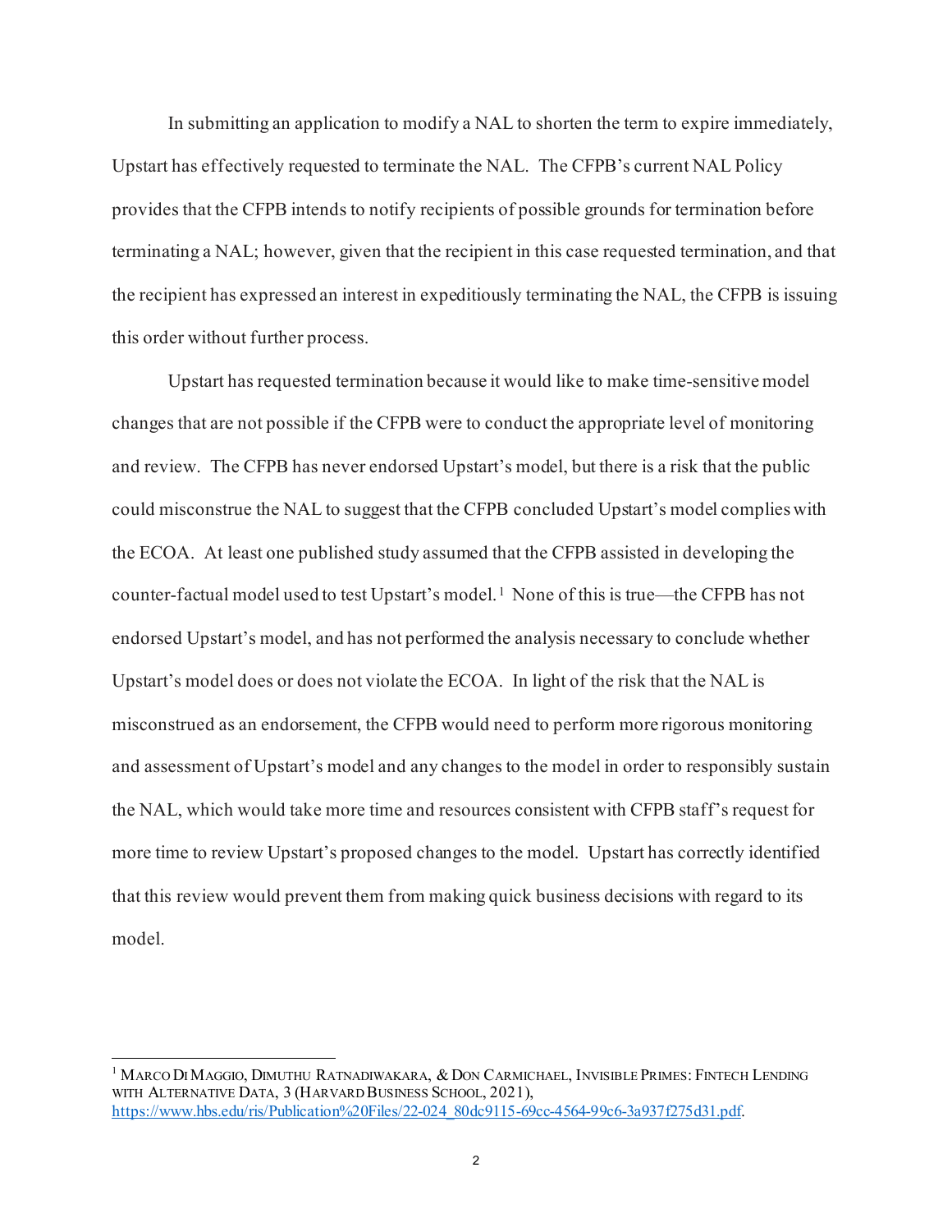In submitting an application to modify a NAL to shorten the term to expire immediately, Upstart has effectively requested to terminate the NAL. The CFPB's current NAL Policy provides that the CFPB intends to notify recipients of possible grounds for termination before terminating a NAL; however, given that the recipient in this case requested termination, and that the recipient has expressed an interest in expeditiously terminating the NAL, the CFPB is issuing this order without further process.

Upstart has requested termination because it would like to make time-sensitive model changes that are not possible if the CFPB were to conduct the appropriate level of monitoring and review. The CFPB has never endorsed Upstart's model, but there is a risk that the public could misconstrue the NAL to suggest that the CFPB concluded Upstart's model complies with the ECOA. At least one published study assumed that the CFPB assisted in developing the counter-factual model used to test Upstart's model.[1] None of this is true—the CFPB has not endorsed Upstart's model, and has not performed the analysis necessary to conclude whether Upstart's model does or does not violate the ECOA. In light of the risk that the NAL is misconstrued as an endorsement, the CFPB would need to perform more rigorous monitoring and assessment of Upstart's model and any changes to the model in order to responsibly sustain the NAL, which would take more time and resources consistent with CFPB staff's request for more time to review Upstart's proposed changes to the model. Upstart has correctly identified that this review would prevent them from making quick business decisions with regard to its model.

---

[1] Marco Di Maggio, Dimuthu Ratnadiwakara, & Don Carmichael, Invisible Primes: Fintech Lending with Alternative Data, 3 (Harvard Business School, 2021), https://www.hbs.edu/ris/Publication%20Files/22-024_80dc9115-69cc-4564-99c6-3a937f275d31.pdf.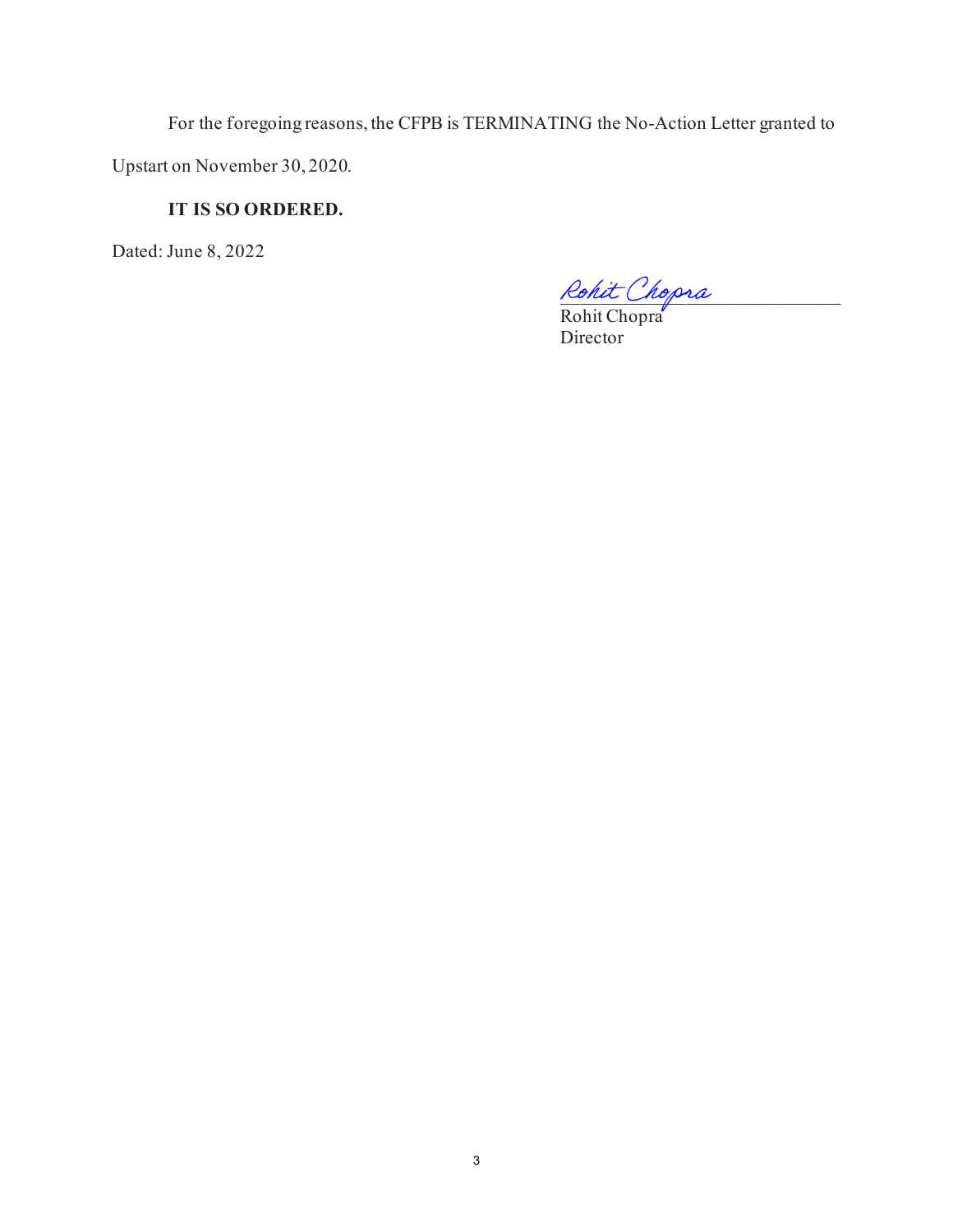For the foregoing reasons, the CFPB is TERMINATING the No-Action Letter granted to Upstart on November 30, 2020.

**IT IS SO ORDERED.**

Dated: June 8, 2022

Rohit Chopra
Director